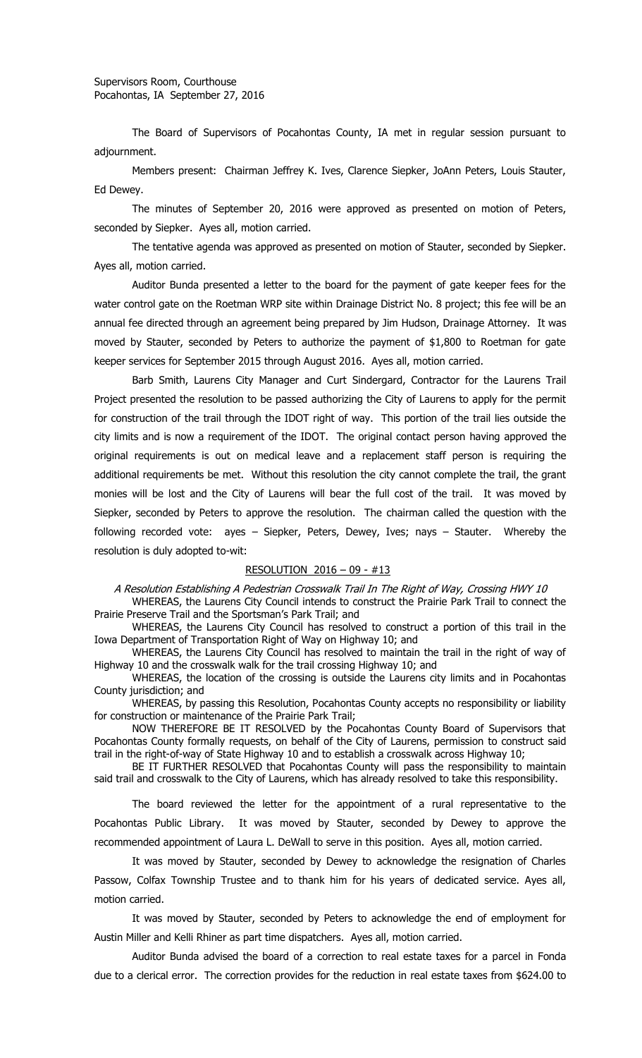Supervisors Room, Courthouse
Pocahontas, IA September 27, 2016

The Board of Supervisors of Pocahontas County, IA met in regular session pursuant to adjournment.

Members present: Chairman Jeffrey K. Ives, Clarence Siepker, JoAnn Peters, Louis Stauter, Ed Dewey.

The minutes of September 20, 2016 were approved as presented on motion of Peters, seconded by Siepker. Ayes all, motion carried.

The tentative agenda was approved as presented on motion of Stauter, seconded by Siepker. Ayes all, motion carried.

Auditor Bunda presented a letter to the board for the payment of gate keeper fees for the water control gate on the Roetman WRP site within Drainage District No. 8 project; this fee will be an annual fee directed through an agreement being prepared by Jim Hudson, Drainage Attorney. It was moved by Stauter, seconded by Peters to authorize the payment of $1,800 to Roetman for gate keeper services for September 2015 through August 2016. Ayes all, motion carried.

Barb Smith, Laurens City Manager and Curt Sindergard, Contractor for the Laurens Trail Project presented the resolution to be passed authorizing the City of Laurens to apply for the permit for construction of the trail through the IDOT right of way. This portion of the trail lies outside the city limits and is now a requirement of the IDOT. The original contact person having approved the original requirements is out on medical leave and a replacement staff person is requiring the additional requirements be met. Without this resolution the city cannot complete the trail, the grant monies will be lost and the City of Laurens will bear the full cost of the trail. It was moved by Siepker, seconded by Peters to approve the resolution. The chairman called the question with the following recorded vote: ayes – Siepker, Peters, Dewey, Ives; nays – Stauter. Whereby the resolution is duly adopted to-wit:

RESOLUTION 2016 – 09 - #13

*A Resolution Establishing A Pedestrian Crosswalk Trail In The Right of Way, Crossing HWY 10*

WHEREAS, the Laurens City Council intends to construct the Prairie Park Trail to connect the Prairie Preserve Trail and the Sportsman's Park Trail; and

WHEREAS, the Laurens City Council has resolved to construct a portion of this trail in the Iowa Department of Transportation Right of Way on Highway 10; and

WHEREAS, the Laurens City Council has resolved to maintain the trail in the right of way of Highway 10 and the crosswalk walk for the trail crossing Highway 10; and

WHEREAS, the location of the crossing is outside the Laurens city limits and in Pocahontas County jurisdiction; and

WHEREAS, by passing this Resolution, Pocahontas County accepts no responsibility or liability for construction or maintenance of the Prairie Park Trail;

NOW THEREFORE BE IT RESOLVED by the Pocahontas County Board of Supervisors that Pocahontas County formally requests, on behalf of the City of Laurens, permission to construct said trail in the right-of-way of State Highway 10 and to establish a crosswalk across Highway 10;

BE IT FURTHER RESOLVED that Pocahontas County will pass the responsibility to maintain said trail and crosswalk to the City of Laurens, which has already resolved to take this responsibility.

The board reviewed the letter for the appointment of a rural representative to the Pocahontas Public Library. It was moved by Stauter, seconded by Dewey to approve the recommended appointment of Laura L. DeWall to serve in this position. Ayes all, motion carried.

It was moved by Stauter, seconded by Dewey to acknowledge the resignation of Charles Passow, Colfax Township Trustee and to thank him for his years of dedicated service. Ayes all, motion carried.

It was moved by Stauter, seconded by Peters to acknowledge the end of employment for Austin Miller and Kelli Rhiner as part time dispatchers. Ayes all, motion carried.

Auditor Bunda advised the board of a correction to real estate taxes for a parcel in Fonda due to a clerical error. The correction provides for the reduction in real estate taxes from $624.00 to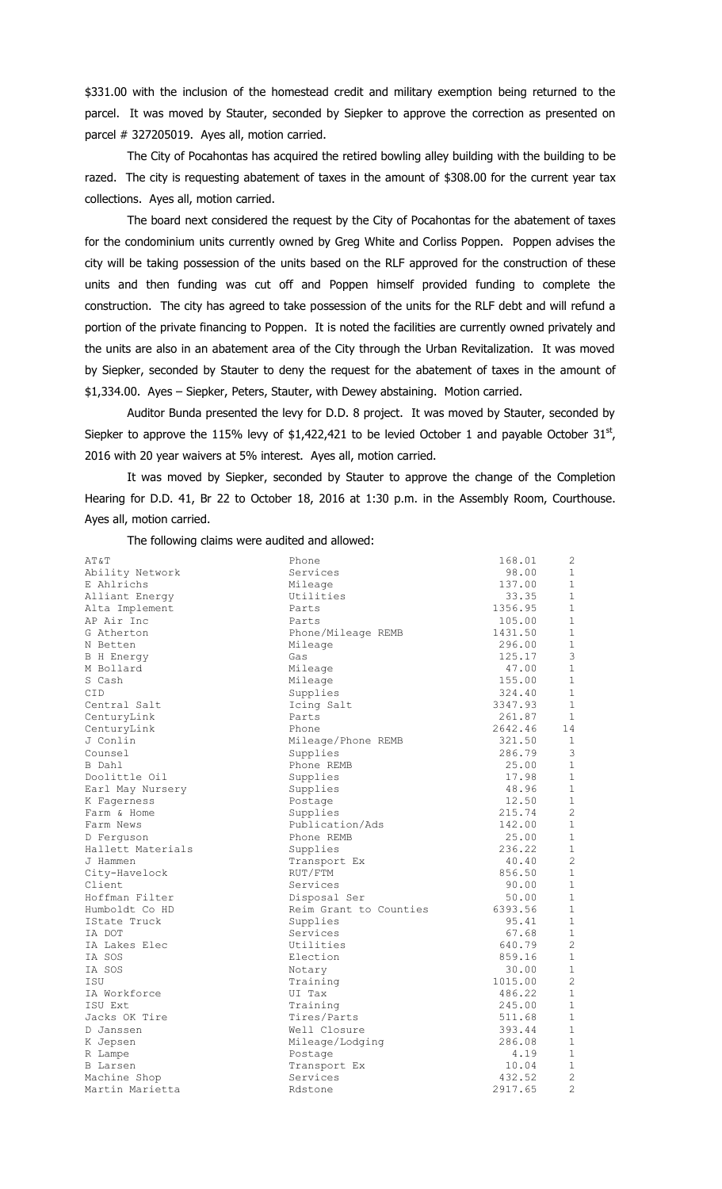$331.00 with the inclusion of the homestead credit and military exemption being returned to the parcel. It was moved by Stauter, seconded by Siepker to approve the correction as presented on parcel # 327205019. Ayes all, motion carried.

The City of Pocahontas has acquired the retired bowling alley building with the building to be razed. The city is requesting abatement of taxes in the amount of $308.00 for the current year tax collections. Ayes all, motion carried.

The board next considered the request by the City of Pocahontas for the abatement of taxes for the condominium units currently owned by Greg White and Corliss Poppen. Poppen advises the city will be taking possession of the units based on the RLF approved for the construction of these units and then funding was cut off and Poppen himself provided funding to complete the construction. The city has agreed to take possession of the units for the RLF debt and will refund a portion of the private financing to Poppen. It is noted the facilities are currently owned privately and the units are also in an abatement area of the City through the Urban Revitalization. It was moved by Siepker, seconded by Stauter to deny the request for the abatement of taxes in the amount of $1,334.00. Ayes – Siepker, Peters, Stauter, with Dewey abstaining. Motion carried.

Auditor Bunda presented the levy for D.D. 8 project. It was moved by Stauter, seconded by Siepker to approve the 115% levy of $1,422,421 to be levied October 1 and payable October 31st, 2016 with 20 year waivers at 5% interest. Ayes all, motion carried.

It was moved by Siepker, seconded by Stauter to approve the change of the Completion Hearing for D.D. 41, Br 22 to October 18, 2016 at 1:30 p.m. in the Assembly Room, Courthouse. Ayes all, motion carried.

The following claims were audited and allowed:

| | | | |
|---|---|---|---|
| AT&T | Phone | 168.01 | 2 |
| Ability Network | Services | 98.00 | 1 |
| E Ahlrichs | Mileage | 137.00 | 1 |
| Alliant Energy | Utilities | 33.35 | 1 |
| Alta Implement | Parts | 1356.95 | 1 |
| AP Air Inc | Parts | 105.00 | 1 |
| G Atherton | Phone/Mileage REMB | 1431.50 | 1 |
| N Betten | Mileage | 296.00 | 1 |
| B H Energy | Gas | 125.17 | 3 |
| M Bollard | Mileage | 47.00 | 1 |
| S Cash | Mileage | 155.00 | 1 |
| CID | Supplies | 324.40 | 1 |
| Central Salt | Icing Salt | 3347.93 | 1 |
| CenturyLink | Parts | 261.87 | 1 |
| CenturyLink | Phone | 2642.46 | 14 |
| J Conlin | Mileage/Phone REMB | 321.50 | 1 |
| Counsel | Supplies | 286.79 | 3 |
| B Dahl | Phone REMB | 25.00 | 1 |
| Doolittle Oil | Supplies | 17.98 | 1 |
| Earl May Nursery | Supplies | 48.96 | 1 |
| K Fagerness | Postage | 12.50 | 1 |
| Farm & Home | Supplies | 215.74 | 2 |
| Farm News | Publication/Ads | 142.00 | 1 |
| D Ferguson | Phone REMB | 25.00 | 1 |
| Hallett Materials | Supplies | 236.22 | 1 |
| J Hammen | Transport Ex | 40.40 | 2 |
| City-Havelock | RUT/FTM | 856.50 | 1 |
| Client | Services | 90.00 | 1 |
| Hoffman Filter | Disposal Ser | 50.00 | 1 |
| Humboldt Co HD | Reim Grant to Counties | 6393.56 | 1 |
| IState Truck | Supplies | 95.41 | 1 |
| IA DOT | Services | 67.68 | 1 |
| IA Lakes Elec | Utilities | 640.79 | 2 |
| IA SOS | Election | 859.16 | 1 |
| IA SOS | Notary | 30.00 | 1 |
| ISU | Training | 1015.00 | 2 |
| IA Workforce | UI Tax | 486.22 | 1 |
| ISU Ext | Training | 245.00 | 1 |
| Jacks OK Tire | Tires/Parts | 511.68 | 1 |
| D Janssen | Well Closure | 393.44 | 1 |
| K Jepsen | Mileage/Lodging | 286.08 | 1 |
| R Lampe | Postage | 4.19 | 1 |
| B Larsen | Transport Ex | 10.04 | 1 |
| Machine Shop | Services | 432.52 | 2 |
| Martin Marietta | Rdstone | 2917.65 | 2 |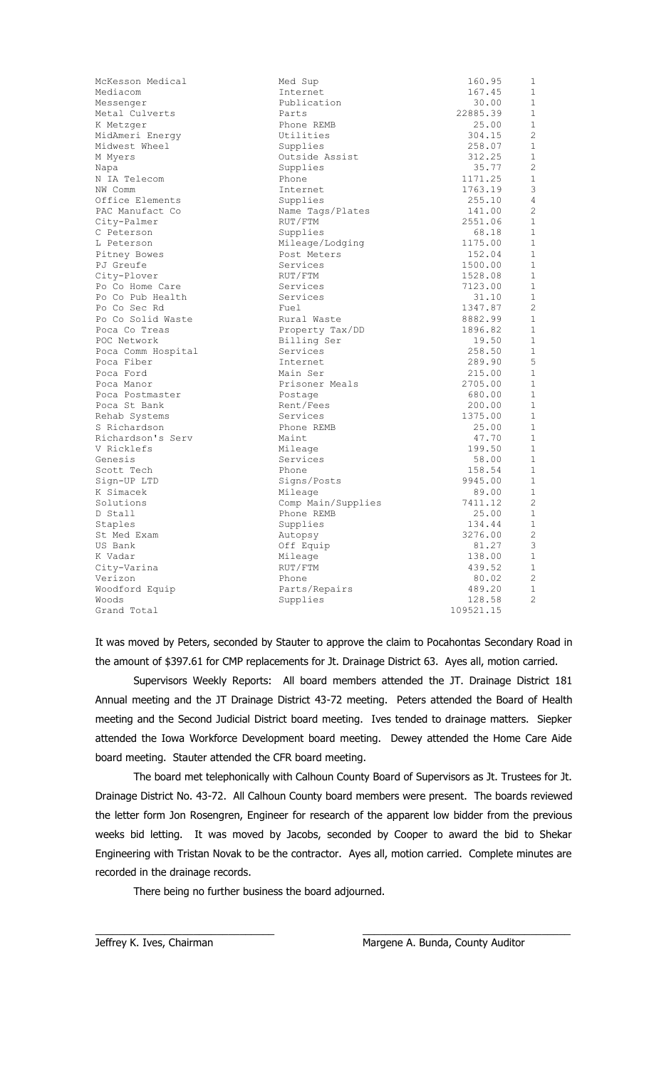| | | | |
|---|---|---|---|
| McKesson Medical | Med Sup | 160.95 | 1 |
| Mediacom | Internet | 167.45 | 1 |
| Messenger | Publication | 30.00 | 1 |
| Metal Culverts | Parts | 22885.39 | 1 |
| K Metzger | Phone REMB | 25.00 | 1 |
| MidAmeri Energy | Utilities | 304.15 | 2 |
| Midwest Wheel | Supplies | 258.07 | 1 |
| M Myers | Outside Assist | 312.25 | 1 |
| Napa | Supplies | 35.77 | 2 |
| N IA Telecom | Phone | 1171.25 | 1 |
| NW Comm | Internet | 1763.19 | 3 |
| Office Elements | Supplies | 255.10 | 4 |
| PAC Manufact Co | Name Tags/Plates | 141.00 | 2 |
| City-Palmer | RUT/FTM | 2551.06 | 1 |
| C Peterson | Supplies | 68.18 | 1 |
| L Peterson | Mileage/Lodging | 1175.00 | 1 |
| Pitney Bowes | Post Meters | 152.04 | 1 |
| PJ Greufe | Services | 1500.00 | 1 |
| City-Plover | RUT/FTM | 1528.08 | 1 |
| Po Co Home Care | Services | 7123.00 | 1 |
| Po Co Pub Health | Services | 31.10 | 1 |
| Po Co Sec Rd | Fuel | 1347.87 | 2 |
| Po Co Solid Waste | Rural Waste | 8882.99 | 1 |
| Poca Co Treas | Property Tax/DD | 1896.82 | 1 |
| POC Network | Billing Ser | 19.50 | 1 |
| Poca Comm Hospital | Services | 258.50 | 1 |
| Poca Fiber | Internet | 289.90 | 5 |
| Poca Ford | Main Ser | 215.00 | 1 |
| Poca Manor | Prisoner Meals | 2705.00 | 1 |
| Poca Postmaster | Postage | 680.00 | 1 |
| Poca St Bank | Rent/Fees | 200.00 | 1 |
| Rehab Systems | Services | 1375.00 | 1 |
| S Richardson | Phone REMB | 25.00 | 1 |
| Richardson's Serv | Maint | 47.70 | 1 |
| V Ricklefs | Mileage | 199.50 | 1 |
| Genesis | Services | 58.00 | 1 |
| Scott Tech | Phone | 158.54 | 1 |
| Sign-UP LTD | Signs/Posts | 9945.00 | 1 |
| K Simacek | Mileage | 89.00 | 1 |
| Solutions | Comp Main/Supplies | 7411.12 | 2 |
| D Stall | Phone REMB | 25.00 | 1 |
| Staples | Supplies | 134.44 | 1 |
| St Med Exam | Autopsy | 3276.00 | 2 |
| US Bank | Off Equip | 81.27 | 3 |
| K Vadar | Mileage | 138.00 | 1 |
| City-Varina | RUT/FTM | 439.52 | 1 |
| Verizon | Phone | 80.02 | 2 |
| Woodford Equip | Parts/Repairs | 489.20 | 1 |
| Woods | Supplies | 128.58 | 2 |
| Grand Total | | 109521.15 | |

It was moved by Peters, seconded by Stauter to approve the claim to Pocahontas Secondary Road in the amount of $397.61 for CMP replacements for Jt. Drainage District 63. Ayes all, motion carried.

Supervisors Weekly Reports: All board members attended the JT. Drainage District 181 Annual meeting and the JT Drainage District 43-72 meeting. Peters attended the Board of Health meeting and the Second Judicial District board meeting. Ives tended to drainage matters. Siepker attended the Iowa Workforce Development board meeting. Dewey attended the Home Care Aide board meeting. Stauter attended the CFR board meeting.

The board met telephonically with Calhoun County Board of Supervisors as Jt. Trustees for Jt. Drainage District No. 43-72. All Calhoun County board members were present. The boards reviewed the letter form Jon Rosengren, Engineer for research of the apparent low bidder from the previous weeks bid letting. It was moved by Jacobs, seconded by Cooper to award the bid to Shekar Engineering with Tristan Novak to be the contractor. Ayes all, motion carried. Complete minutes are recorded in the drainage records.

There being no further business the board adjourned.

\_\_\_\_\_\_\_\_\_\_\_\_\_\_\_\_\_\_\_\_\_\_\_\_\_\_\_\_\_\_ \_\_\_\_\_\_\_\_\_\_\_\_\_\_\_\_\_\_\_\_\_\_\_\_\_\_\_\_\_\_\_\_\_\_\_\_

Jeffrey K. Ives, Chairman Margene A. Bunda, County Auditor